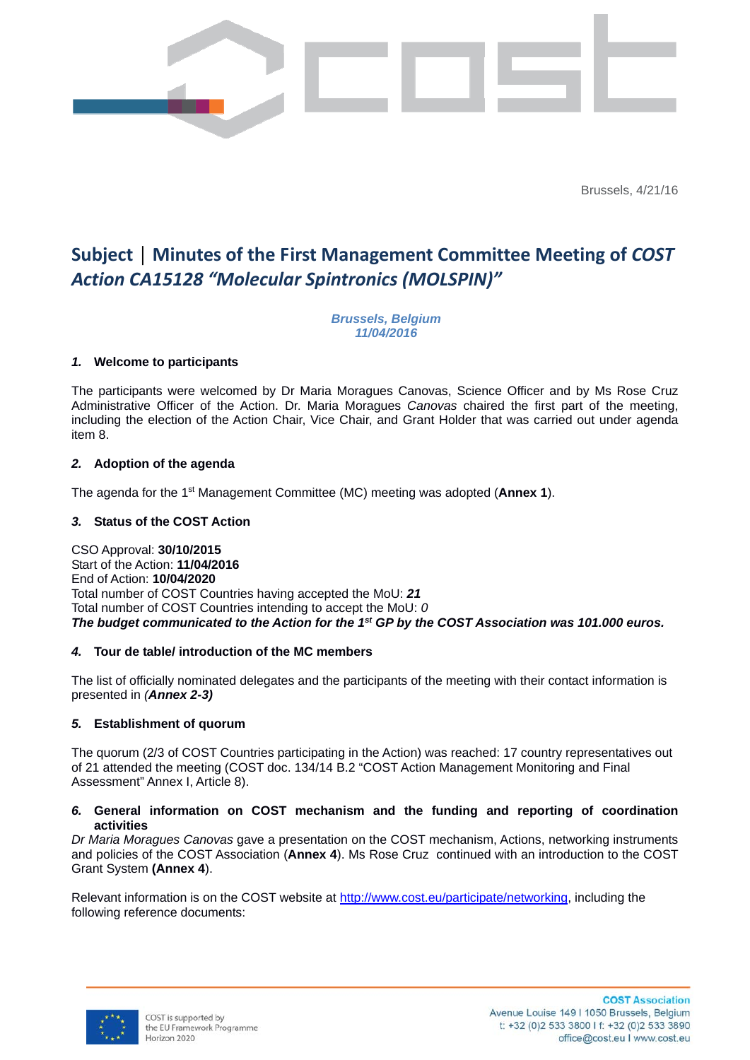Brussels, 4/21/16

# Subject | Minutes of the First Management Committee Meeting of *COST Action CA15128 "Molecular Spintronics (MOLSPIN)"*

***Brussels, Belgium***
***11/04/2016***

### *1.* Welcome to participants

The participants were welcomed by Dr Maria Moragues Canovas, Science Officer and by Ms Rose Cruz Administrative Officer of the Action. Dr. Maria Moragues *Canovas* chaired the first part of the meeting, including the election of the Action Chair, Vice Chair, and Grant Holder that was carried out under agenda item 8.

### *2.* Adoption of the agenda

The agenda for the 1st Management Committee (MC) meeting was adopted (**Annex 1**).

### *3.* Status of the COST Action

CSO Approval: **30/10/2015**
Start of the Action: **11/04/2016**
End of Action: **10/04/2020**
Total number of COST Countries having accepted the MoU: ***21***
Total number of COST Countries intending to accept the MoU: *0*
***The budget communicated to the Action for the 1st GP by the COST Association was 101.000 euros.***

### *4.* Tour de table/ introduction of the MC members

The list of officially nominated delegates and the participants of the meeting with their contact information is presented in ***(Annex 2-3)***

### *5.* Establishment of quorum

The quorum (2/3 of COST Countries participating in the Action) was reached: 17 country representatives out of 21 attended the meeting (COST doc. 134/14 B.2 "COST Action Management Monitoring and Final Assessment" Annex I, Article 8).

### *6.* General information on COST mechanism and the funding and reporting of coordination activities

*Dr Maria Moragues Canovas* gave a presentation on the COST mechanism, Actions, networking instruments and policies of the COST Association (**Annex 4**). Ms Rose Cruz continued with an introduction to the COST Grant System **(Annex 4**).

Relevant information is on the COST website at http://www.cost.eu/participate/networking, including the following reference documents: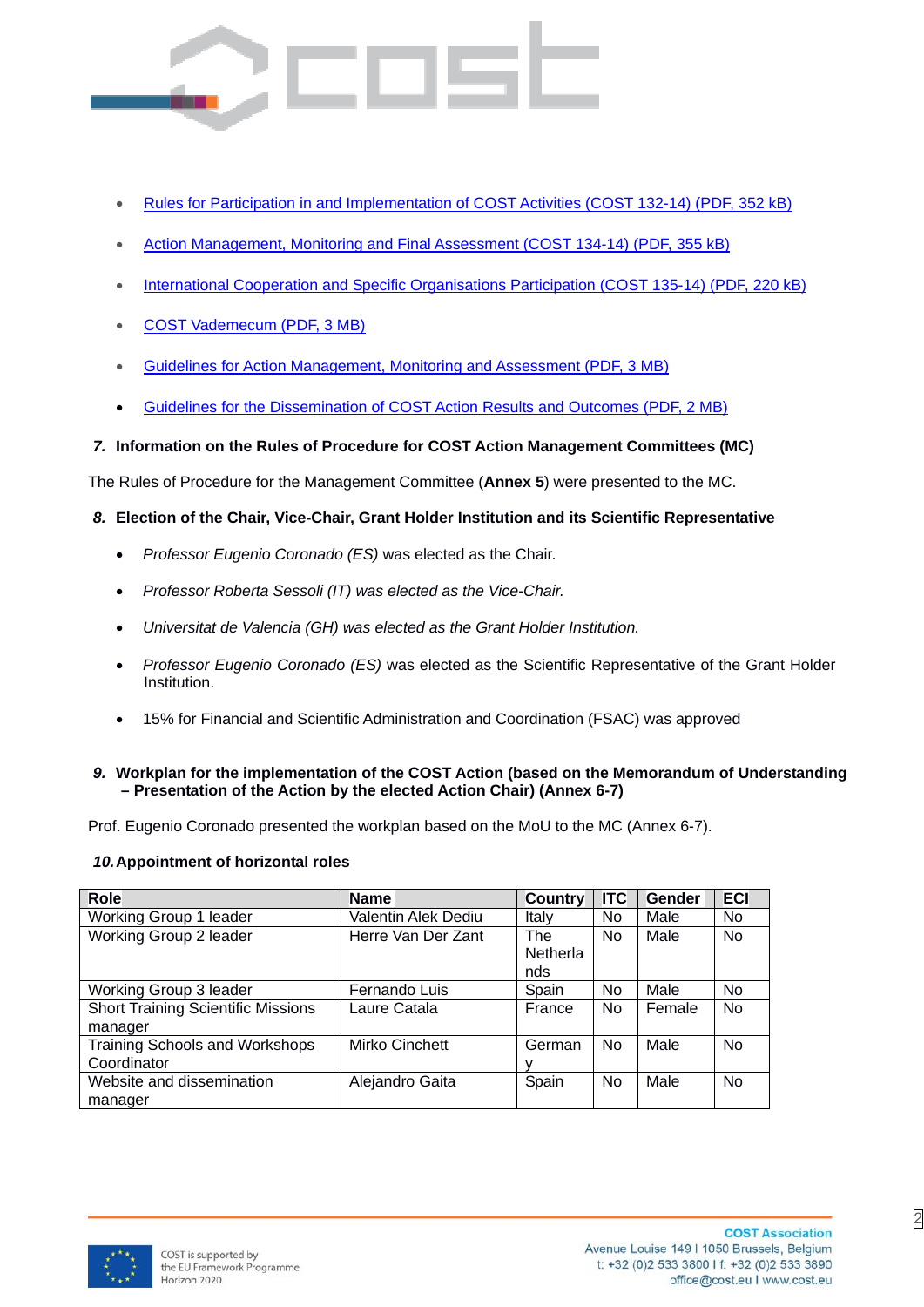- Rules for Participation in and Implementation of COST Activities (COST 132-14) (PDF, 352 kB)
- Action Management, Monitoring and Final Assessment (COST 134-14) (PDF, 355 kB)
- International Cooperation and Specific Organisations Participation (COST 135-14) (PDF, 220 kB)
- COST Vademecum (PDF, 3 MB)
- Guidelines for Action Management, Monitoring and Assessment (PDF, 3 MB)
- Guidelines for the Dissemination of COST Action Results and Outcomes (PDF, 2 MB)

**7. Information on the Rules of Procedure for COST Action Management Committees (MC)**

The Rules of Procedure for the Management Committee (**Annex 5**) were presented to the MC.

**8. Election of the Chair, Vice-Chair, Grant Holder Institution and its Scientific Representative**

- *Professor Eugenio Coronado (ES)* was elected as the Chair.
- *Professor Roberta Sessoli (IT) was elected as the Vice-Chair.*
- *Universitat de Valencia (GH) was elected as the Grant Holder Institution.*
- *Professor Eugenio Coronado (ES)* was elected as the Scientific Representative of the Grant Holder Institution.
- 15% for Financial and Scientific Administration and Coordination (FSAC) was approved

**9. Workplan for the implementation of the COST Action (based on the Memorandum of Understanding – Presentation of the Action by the elected Action Chair) (Annex 6-7)**

Prof. Eugenio Coronado presented the workplan based on the MoU to the MC (Annex 6-7).

**10. Appointment of horizontal roles**

| Role | Name | Country | ITC | Gender | ECI |
|---|---|---|---|---|---|
| Working Group 1 leader | Valentin Alek Dediu | Italy | No | Male | No |
| Working Group 2 leader | Herre Van Der Zant | The Netherlands | No | Male | No |
| Working Group 3 leader | Fernando Luis | Spain | No | Male | No |
| Short Training Scientific Missions manager | Laure Catala | France | No | Female | No |
| Training Schools and Workshops Coordinator | Mirko Cinchett | Germany | No | Male | No |
| Website and dissemination manager | Alejandro Gaita | Spain | No | Male | No |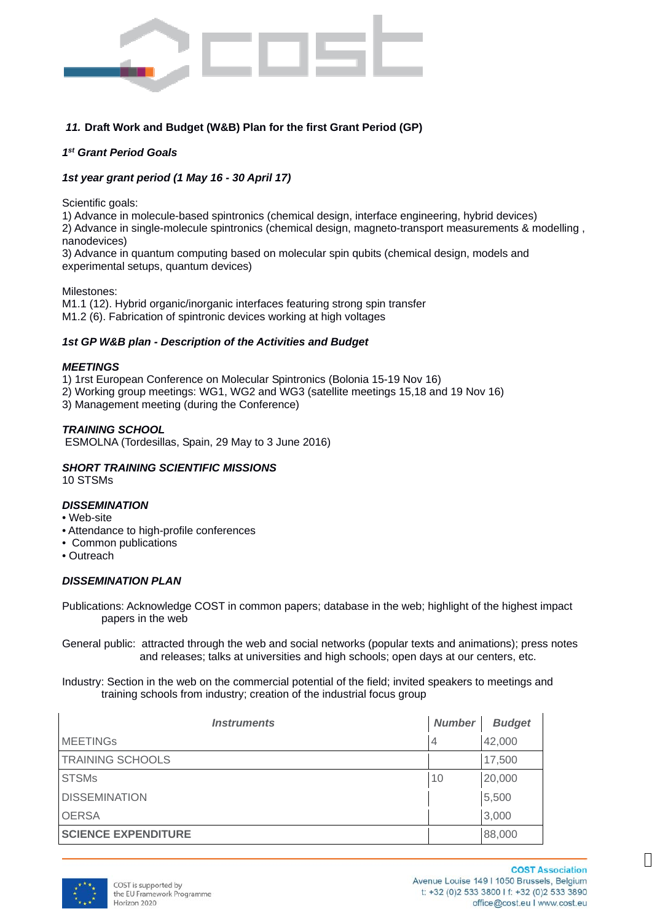### *11.* Draft Work and Budget (W&B) Plan for the first Grant Period (GP)

***1st Grant Period Goals***

***1st year grant period (1 May 16 - 30 April 17)***

Scientific goals:
1) Advance in molecule-based spintronics (chemical design, interface engineering, hybrid devices)
2) Advance in single-molecule spintronics (chemical design, magneto-transport measurements & modelling , nanodevices)
3) Advance in quantum computing based on molecular spin qubits (chemical design, models and experimental setups, quantum devices)

Milestones:
M1.1 (12). Hybrid organic/inorganic interfaces featuring strong spin transfer
M1.2 (6). Fabrication of spintronic devices working at high voltages

***1st GP W&B plan - Description of the Activities and Budget***

***MEETINGS***
1) 1rst European Conference on Molecular Spintronics (Bolonia 15-19 Nov 16)
2) Working group meetings: WG1, WG2 and WG3 (satellite meetings 15,18 and 19 Nov 16)
3) Management meeting (during the Conference)

***TRAINING SCHOOL***
ESMOLNA (Tordesillas, Spain, 29 May to 3 June 2016)

***SHORT TRAINING SCIENTIFIC MISSIONS***
10 STSMs

***DISSEMINATION***
- Web-site
- Attendance to high-profile conferences
- Common publications
- Outreach

***DISSEMINATION PLAN***

Publications: Acknowledge COST in common papers; database in the web; highlight of the highest impact papers in the web

General public: attracted through the web and social networks (popular texts and animations); press notes and releases; talks at universities and high schools; open days at our centers, etc.

Industry: Section in the web on the commercial potential of the field; invited speakers to meetings and training schools from industry; creation of the industrial focus group

| *Instruments* | *Number* | *Budget* |
|---|---|---|
| MEETINGs | 4 | 42,000 |
| TRAINING SCHOOLS | | 17,500 |
| STSMs | 10 | 20,000 |
| DISSEMINATION | | 5,500 |
| OERSA | | 3,000 |
| **SCIENCE EXPENDITURE** | | 88,000 |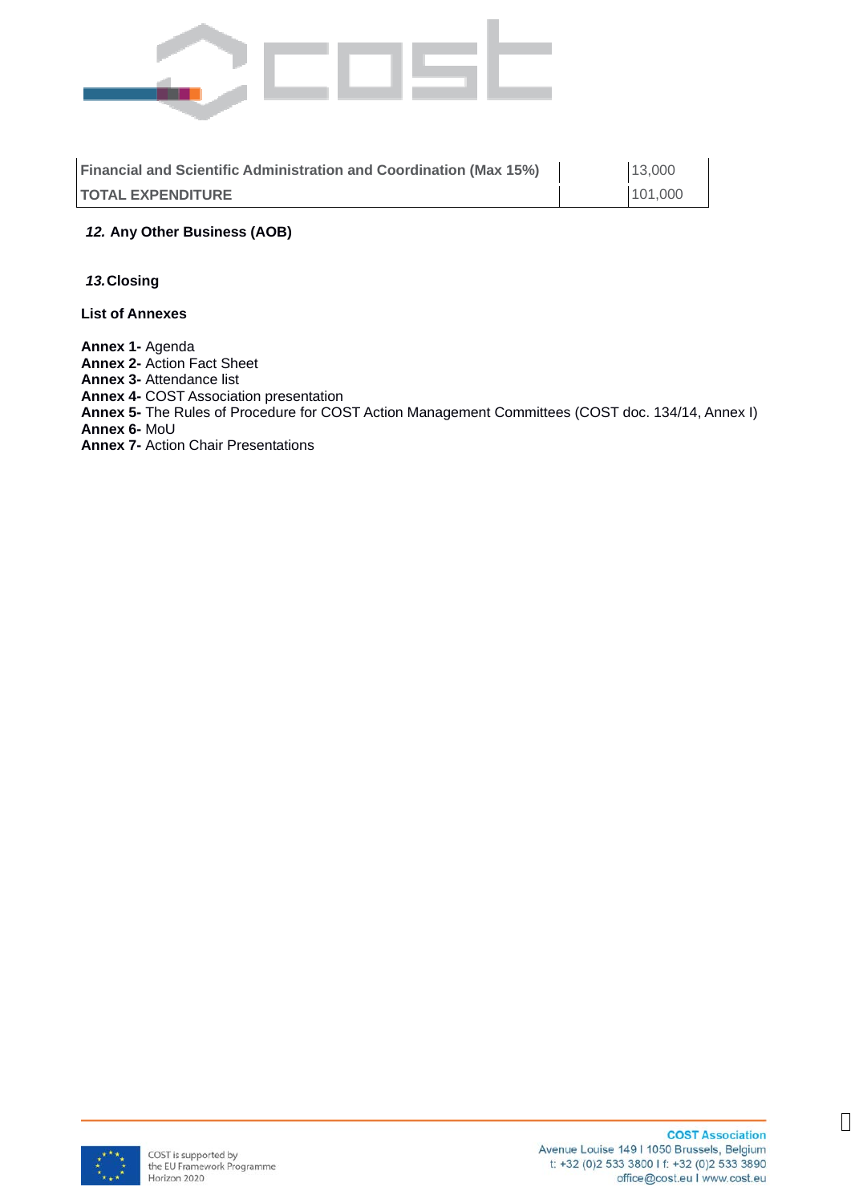| | | |
|---|---|---|
| **Financial and Scientific Administration and Coordination (Max 15%)** | | 13,000 |
| **TOTAL EXPENDITURE** | | 101,000 |

***12.*** **Any Other Business (AOB)**

***13.*** **Closing**

**List of Annexes**

**Annex 1-** Agenda
**Annex 2-** Action Fact Sheet
**Annex 3-** Attendance list
**Annex 4-** COST Association presentation
**Annex 5-** The Rules of Procedure for COST Action Management Committees (COST doc. 134/14, Annex I)
**Annex 6-** MoU
**Annex 7-** Action Chair Presentations